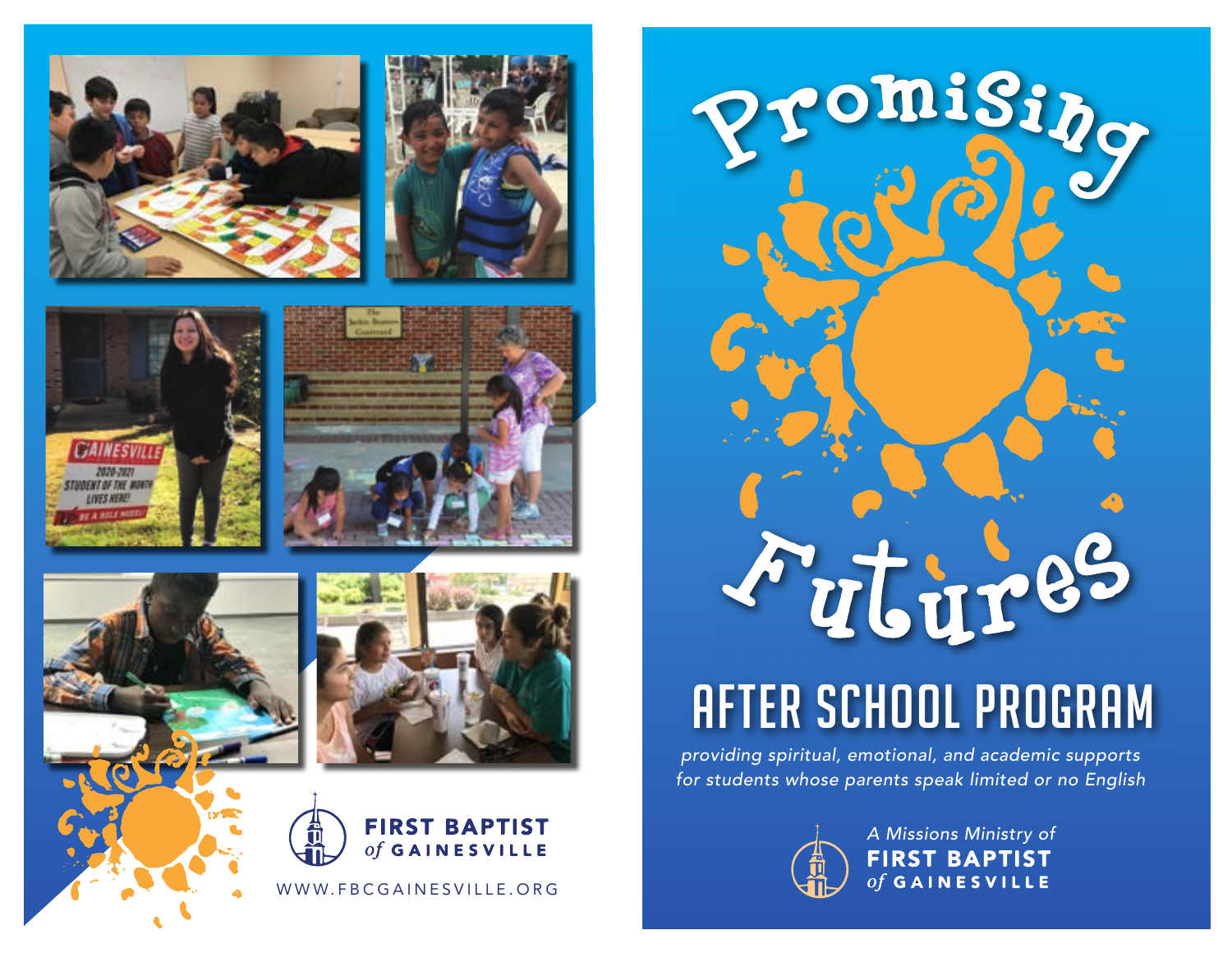FIRST BAPTIST
*of* GAINESVILLE

WWW.FBCGAINESVILLE.ORG

# Promising Futures

## AFTER SCHOOL PROGRAM

*providing spiritual, emotional, and academic supports for students whose parents speak limited or no English*

*A Missions Ministry of*
**FIRST BAPTIST**
*of* **GAINESVILLE**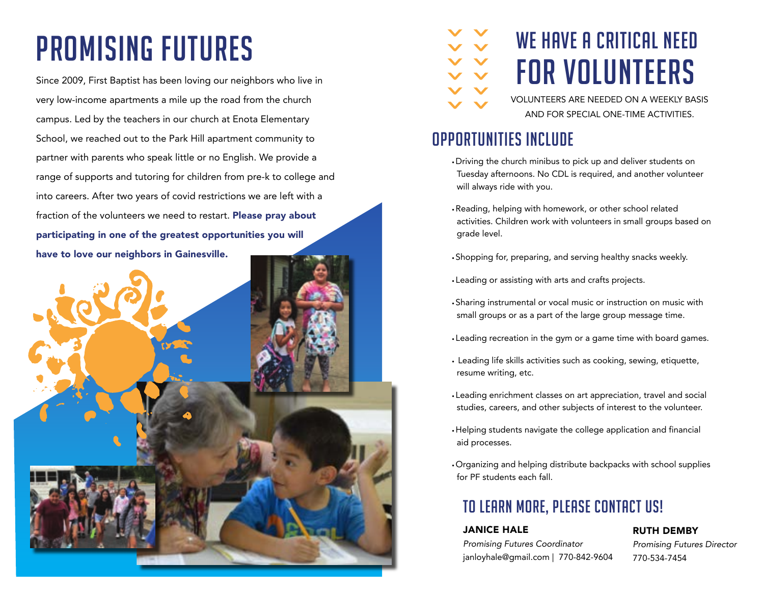# PROMISING FUTURES

Since 2009, First Baptist has been loving our neighbors who live in very low-income apartments a mile up the road from the church campus. Led by the teachers in our church at Enota Elementary School, we reached out to the Park Hill apartment community to partner with parents who speak little or no English. We provide a range of supports and tutoring for children from pre-k to college and into careers. After two years of covid restrictions we are left with a fraction of the volunteers we need to restart. **Please pray about participating in one of the greatest opportunities you will have to love our neighbors in Gainesville.**

# WE HAVE A CRITICAL NEED FOR VOLUNTEERS

VOLUNTEERS ARE NEEDED ON A WEEKLY BASIS AND FOR SPECIAL ONE-TIME ACTIVITIES.

## OPPORTUNITIES INCLUDE

- Driving the church minibus to pick up and deliver students on Tuesday afternoons. No CDL is required, and another volunteer will always ride with you.
- Reading, helping with homework, or other school related activities. Children work with volunteers in small groups based on grade level.
- Shopping for, preparing, and serving healthy snacks weekly.
- Leading or assisting with arts and crafts projects.
- Sharing instrumental or vocal music or instruction on music with small groups or as a part of the large group message time.
- Leading recreation in the gym or a game time with board games.
- Leading life skills activities such as cooking, sewing, etiquette, resume writing, etc.
- Leading enrichment classes on art appreciation, travel and social studies, careers, and other subjects of interest to the volunteer.
- Helping students navigate the college application and financial aid processes.
- Organizing and helping distribute backpacks with school supplies for PF students each fall.

## TO LEARN MORE, PLEASE CONTACT US!

**JANICE HALE**
*Promising Futures Coordinator*
janloyhale@gmail.com | 770-842-9604

**RUTH DEMBY**
*Promising Futures Director*
770-534-7454